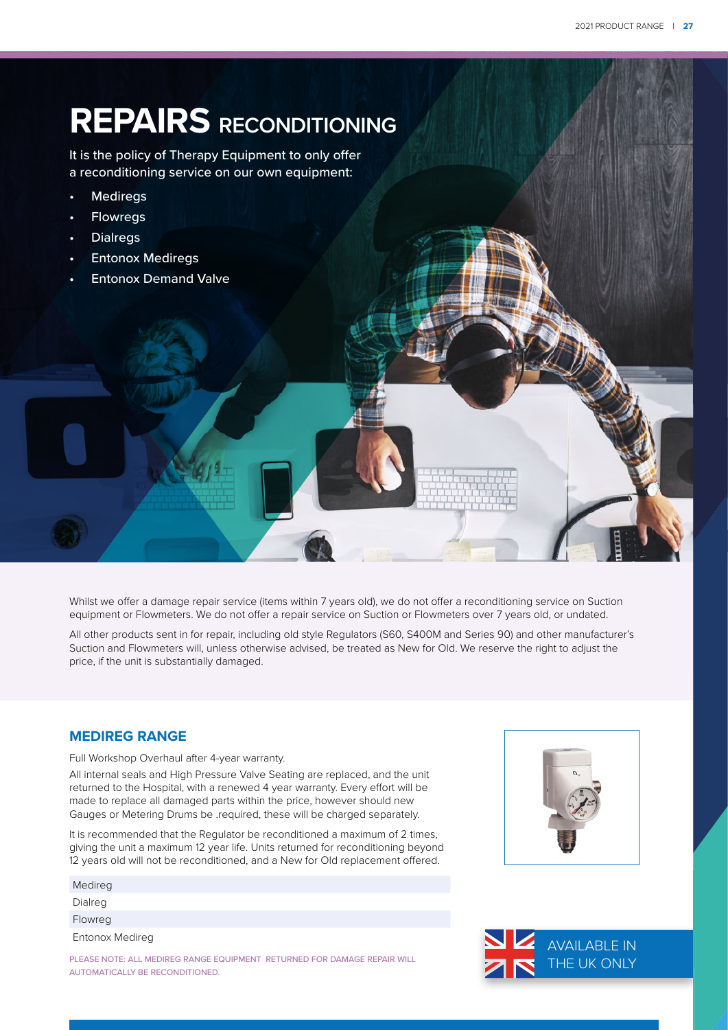# REPAIRS RECONDITIONING

It is the policy of Therapy Equipment to only offer a reconditioning service on our own equipment:

- Mediregs
- Flowregs
- Dialregs
- Entonox Mediregs
- Entonox Demand Valve

Whilst we offer a damage repair service (items within 7 years old), we do not offer a reconditioning service on Suction equipment or Flowmeters. We do not offer a repair service on Suction or Flowmeters over 7 years old, or undated.

All other products sent in for repair, including old style Regulators (S60, S400M and Series 90) and other manufacturer's Suction and Flowmeters will, unless otherwise advised, be treated as New for Old. We reserve the right to adjust the price, if the unit is substantially damaged.

## MEDIREG RANGE

Full Workshop Overhaul after 4-year warranty.

All internal seals and High Pressure Valve Seating are replaced, and the unit returned to the Hospital, with a renewed 4 year warranty. Every effort will be made to replace all damaged parts within the price, however should new Gauges or Metering Drums be .required, these will be charged separately.

It is recommended that the Regulator be reconditioned a maximum of 2 times, giving the unit a maximum 12 year life. Units returned for reconditioning beyond 12 years old will not be reconditioned, and a New for Old replacement offered.

| Medireg |
|---|
| Dialreg |
| Flowreg |
| Entonox Medireg |

PLEASE NOTE: ALL MEDIREG RANGE EQUIPMENT RETURNED FOR DAMAGE REPAIR WILL AUTOMATICALLY BE RECONDITIONED.

AVAILABLE IN THE UK ONLY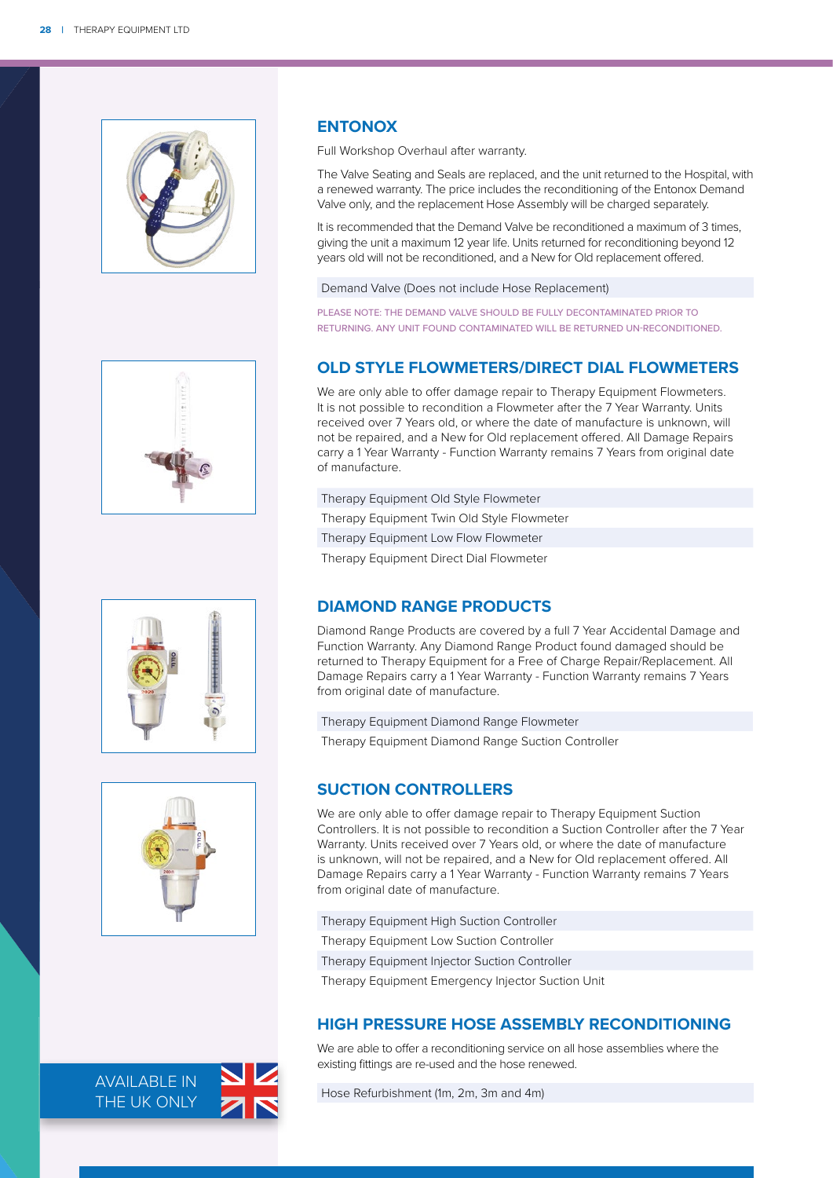## ENTONOX

Full Workshop Overhaul after warranty.

The Valve Seating and Seals are replaced, and the unit returned to the Hospital, with a renewed warranty. The price includes the reconditioning of the Entonox Demand Valve only, and the replacement Hose Assembly will be charged separately.

It is recommended that the Demand Valve be reconditioned a maximum of 3 times, giving the unit a maximum 12 year life. Units returned for reconditioning beyond 12 years old will not be reconditioned, and a New for Old replacement offered.

Demand Valve (Does not include Hose Replacement)

PLEASE NOTE: THE DEMAND VALVE SHOULD BE FULLY DECONTAMINATED PRIOR TO RETURNING. ANY UNIT FOUND CONTAMINATED WILL BE RETURNED UN-RECONDITIONED.

## OLD STYLE FLOWMETERS/DIRECT DIAL FLOWMETERS

We are only able to offer damage repair to Therapy Equipment Flowmeters. It is not possible to recondition a Flowmeter after the 7 Year Warranty. Units received over 7 Years old, or where the date of manufacture is unknown, will not be repaired, and a New for Old replacement offered. All Damage Repairs carry a 1 Year Warranty - Function Warranty remains 7 Years from original date of manufacture.

Therapy Equipment Old Style Flowmeter
Therapy Equipment Twin Old Style Flowmeter
Therapy Equipment Low Flow Flowmeter
Therapy Equipment Direct Dial Flowmeter

## DIAMOND RANGE PRODUCTS

Diamond Range Products are covered by a full 7 Year Accidental Damage and Function Warranty. Any Diamond Range Product found damaged should be returned to Therapy Equipment for a Free of Charge Repair/Replacement. All Damage Repairs carry a 1 Year Warranty - Function Warranty remains 7 Years from original date of manufacture.

Therapy Equipment Diamond Range Flowmeter
Therapy Equipment Diamond Range Suction Controller

## SUCTION CONTROLLERS

We are only able to offer damage repair to Therapy Equipment Suction Controllers. It is not possible to recondition a Suction Controller after the 7 Year Warranty. Units received over 7 Years old, or where the date of manufacture is unknown, will not be repaired, and a New for Old replacement offered. All Damage Repairs carry a 1 Year Warranty - Function Warranty remains 7 Years from original date of manufacture.

Therapy Equipment High Suction Controller
Therapy Equipment Low Suction Controller
Therapy Equipment Injector Suction Controller
Therapy Equipment Emergency Injector Suction Unit

## HIGH PRESSURE HOSE ASSEMBLY RECONDITIONING

We are able to offer a reconditioning service on all hose assemblies where the existing fittings are re-used and the hose renewed.

Hose Refurbishment (1m, 2m, 3m and 4m)

AVAILABLE IN THE UK ONLY